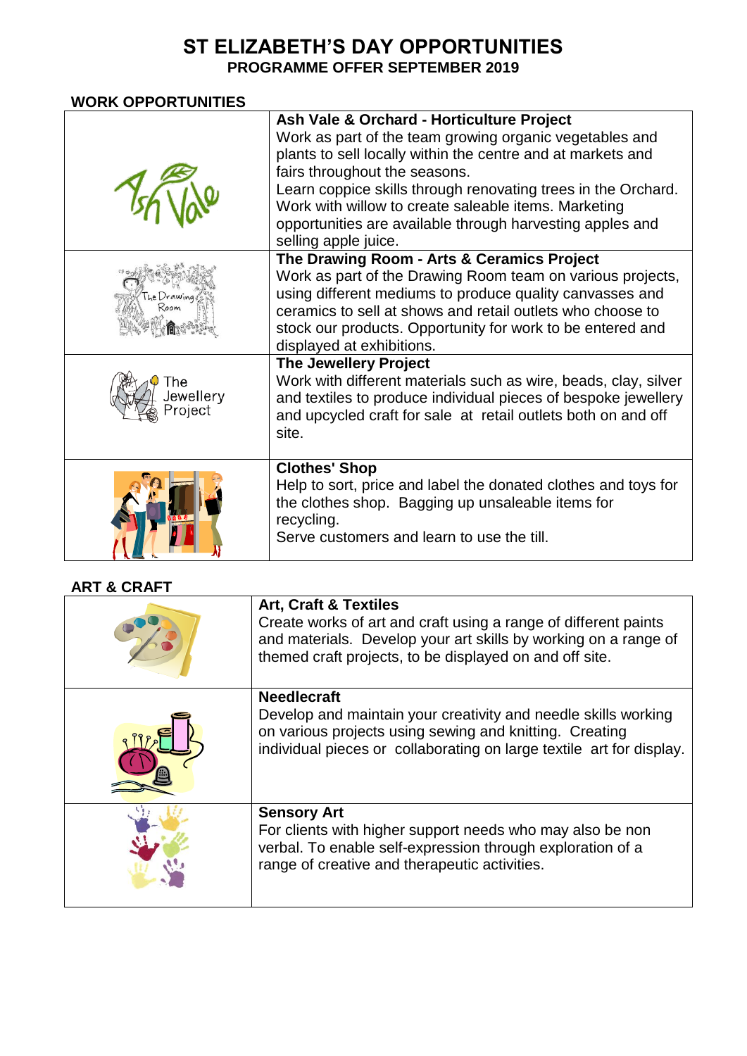# ST ELIZABETH'S DAY OPPORTUNITIES

## PROGRAMME OFFER SEPTEMBER 2019

### WORK OPPORTUNITIES

| | |
|---|---|
| Ash Vale | **Ash Vale & Orchard - Horticulture Project**<br>Work as part of the team growing organic vegetables and plants to sell locally within the centre and at markets and fairs throughout the seasons.<br>Learn coppice skills through renovating trees in the Orchard. Work with willow to create saleable items. Marketing opportunities are available through harvesting apples and selling apple juice. |
| The Drawing Room | **The Drawing Room - Arts & Ceramics Project**<br>Work as part of the Drawing Room team on various projects, using different mediums to produce quality canvasses and ceramics to sell at shows and retail outlets who choose to stock our products. Opportunity for work to be entered and displayed at exhibitions. |
| The Jewellery Project | **The Jewellery Project**<br>Work with different materials such as wire, beads, clay, silver and textiles to produce individual pieces of bespoke jewellery and upcycled craft for sale at retail outlets both on and off site. |
| | **Clothes' Shop**<br>Help to sort, price and label the donated clothes and toys for the clothes shop. Bagging up unsaleable items for recycling.<br>Serve customers and learn to use the till. |

### ART & CRAFT

| | |
|---|---|
| | **Art, Craft & Textiles**<br>Create works of art and craft using a range of different paints and materials. Develop your art skills by working on a range of themed craft projects, to be displayed on and off site. |
| | **Needlecraft**<br>Develop and maintain your creativity and needle skills working on various projects using sewing and knitting. Creating individual pieces or collaborating on large textile art for display. |
| | **Sensory Art**<br>For clients with higher support needs who may also be non verbal. To enable self-expression through exploration of a range of creative and therapeutic activities. |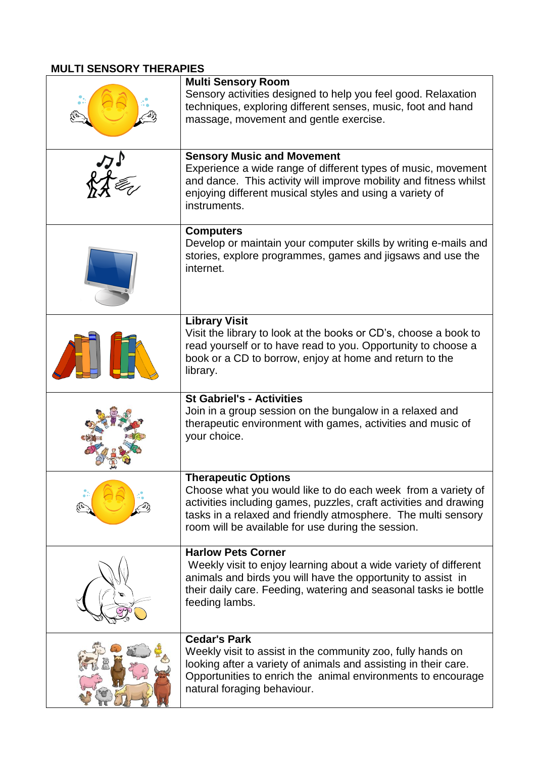**MULTI SENSORY THERAPIES**

| | |
|---|---|
| | **Multi Sensory Room**<br>Sensory activities designed to help you feel good. Relaxation techniques, exploring different senses, music, foot and hand massage, movement and gentle exercise. |
| | **Sensory Music and Movement**<br>Experience a wide range of different types of music, movement and dance. This activity will improve mobility and fitness whilst enjoying different musical styles and using a variety of instruments. |
| | **Computers**<br>Develop or maintain your computer skills by writing e-mails and stories, explore programmes, games and jigsaws and use the internet. |
| | **Library Visit**<br>Visit the library to look at the books or CD's, choose a book to read yourself or to have read to you. Opportunity to choose a book or a CD to borrow, enjoy at home and return to the library. |
| | **St Gabriel's - Activities**<br>Join in a group session on the bungalow in a relaxed and therapeutic environment with games, activities and music of your choice. |
| | **Therapeutic Options**<br>Choose what you would like to do each week from a variety of activities including games, puzzles, craft activities and drawing tasks in a relaxed and friendly atmosphere. The multi sensory room will be available for use during the session. |
| | **Harlow Pets Corner**<br>Weekly visit to enjoy learning about a wide variety of different animals and birds you will have the opportunity to assist in their daily care. Feeding, watering and seasonal tasks ie bottle feeding lambs. |
| | **Cedar's Park**<br>Weekly visit to assist in the community zoo, fully hands on looking after a variety of animals and assisting in their care. Opportunities to enrich the animal environments to encourage natural foraging behaviour. |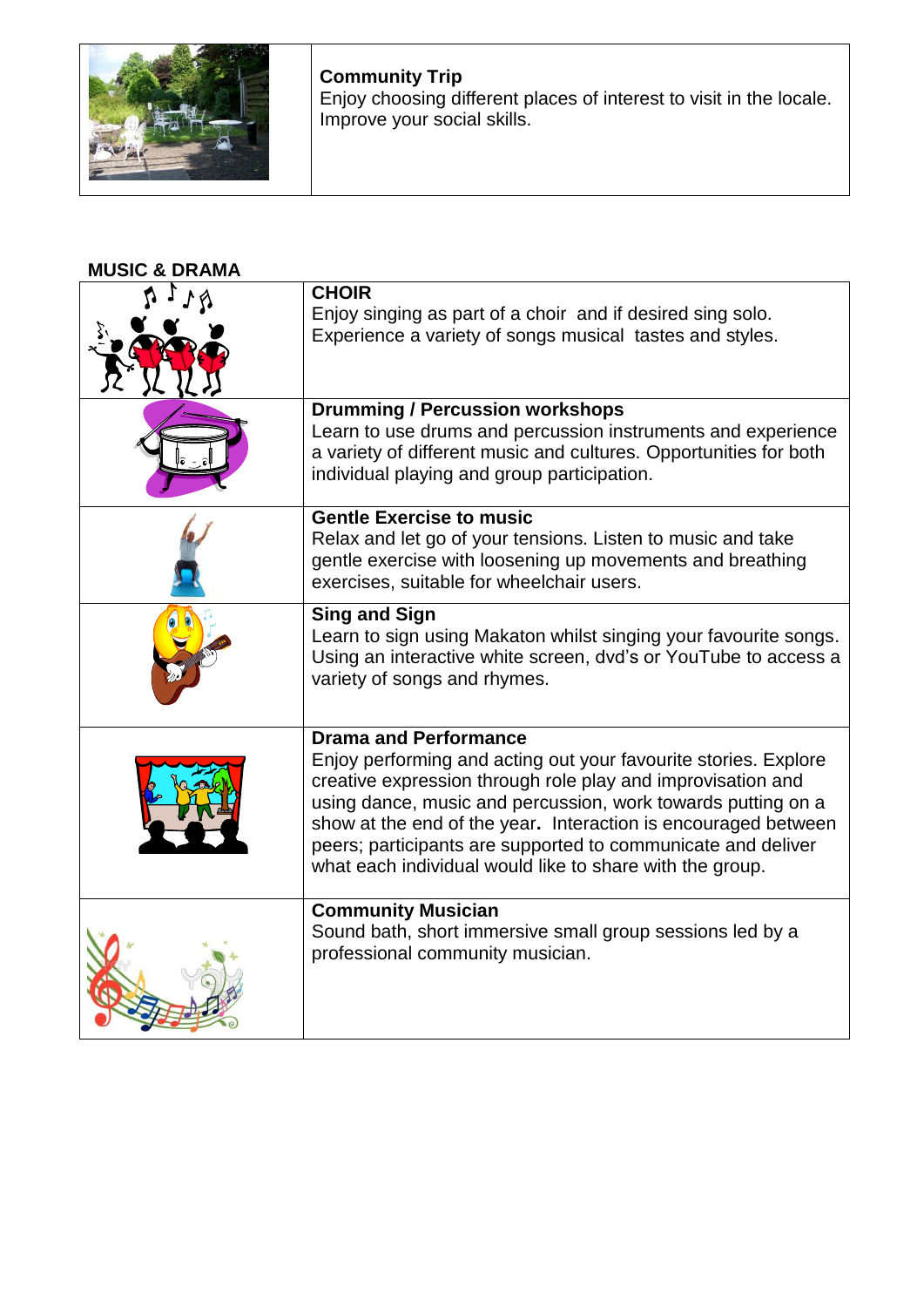| | |
|---|---|
| | **Community Trip**<br>Enjoy choosing different places of interest to visit in the locale. Improve your social skills. |

**MUSIC & DRAMA**

| | |
|---|---|
| | **CHOIR**<br>Enjoy singing as part of a choir  and if desired sing solo. Experience a variety of songs musical  tastes and styles. |
| | **Drumming / Percussion workshops**<br>Learn to use drums and percussion instruments and experience a variety of different music and cultures. Opportunities for both individual playing and group participation. |
| | **Gentle Exercise to music**<br>Relax and let go of your tensions. Listen to music and take gentle exercise with loosening up movements and breathing exercises, suitable for wheelchair users. |
| | **Sing and Sign**<br>Learn to sign using Makaton whilst singing your favourite songs. Using an interactive white screen, dvd's or YouTube to access a variety of songs and rhymes. |
| | **Drama and Performance**<br>Enjoy performing and acting out your favourite stories. Explore creative expression through role play and improvisation and using dance, music and percussion, work towards putting on a show at the end of the year**.**  Interaction is encouraged between peers; participants are supported to communicate and deliver what each individual would like to share with the group. |
| | **Community Musician**<br>Sound bath, short immersive small group sessions led by a professional community musician. |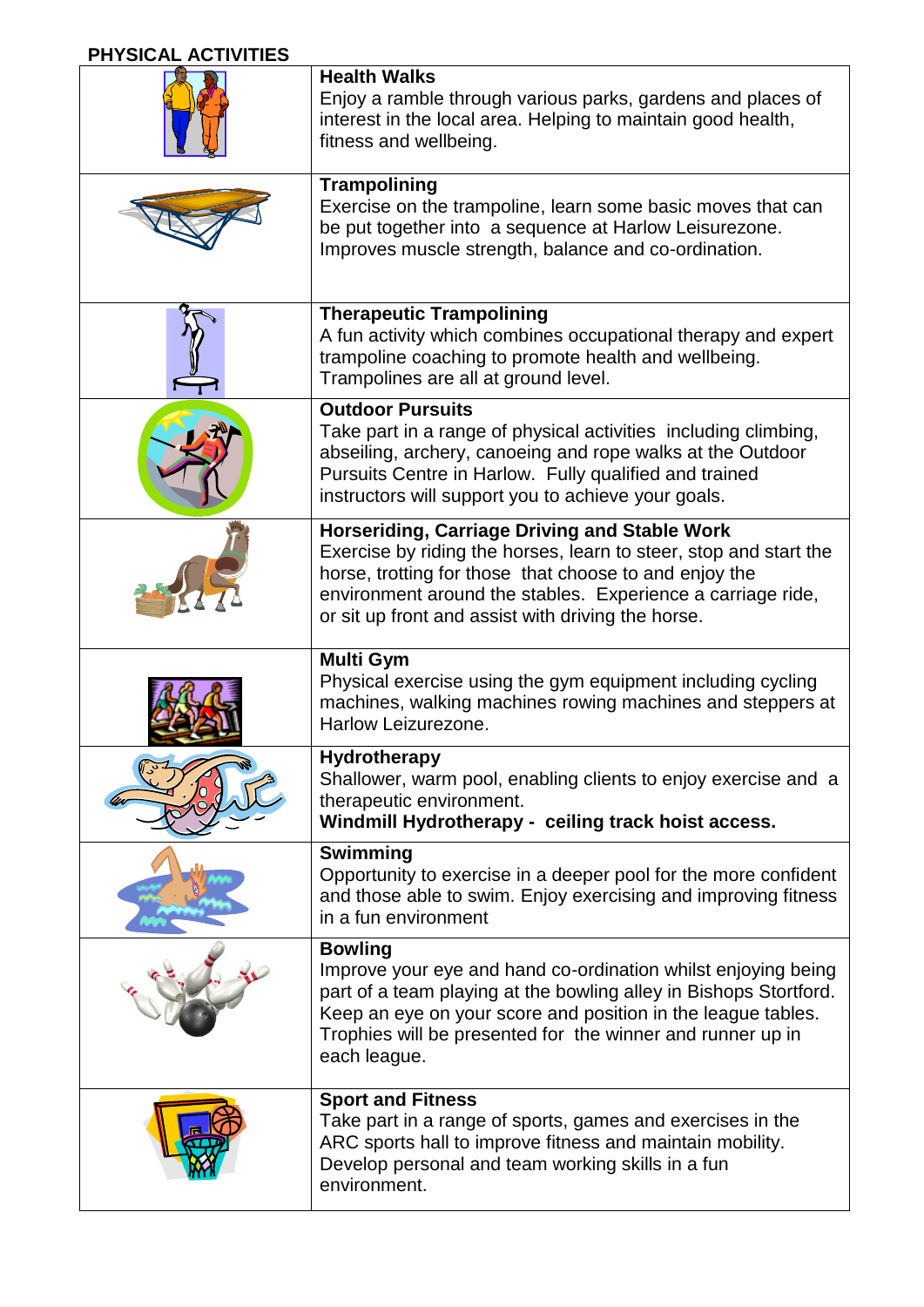**PHYSICAL ACTIVITIES**

| | |
|---|---|
| | **Health Walks**<br>Enjoy a ramble through various parks, gardens and places of interest in the local area. Helping to maintain good health, fitness and wellbeing. |
| | **Trampolining**<br>Exercise on the trampoline, learn some basic moves that can be put together into a sequence at Harlow Leisurezone. Improves muscle strength, balance and co-ordination. |
| | **Therapeutic Trampolining**<br>A fun activity which combines occupational therapy and expert trampoline coaching to promote health and wellbeing. Trampolines are all at ground level. |
| | **Outdoor Pursuits**<br>Take part in a range of physical activities including climbing, abseiling, archery, canoeing and rope walks at the Outdoor Pursuits Centre in Harlow. Fully qualified and trained instructors will support you to achieve your goals. |
| | **Horseriding, Carriage Driving and Stable Work**<br>Exercise by riding the horses, learn to steer, stop and start the horse, trotting for those that choose to and enjoy the environment around the stables. Experience a carriage ride, or sit up front and assist with driving the horse. |
| | **Multi Gym**<br>Physical exercise using the gym equipment including cycling machines, walking machines rowing machines and steppers at Harlow Leizurezone. |
| | **Hydrotherapy**<br>Shallower, warm pool, enabling clients to enjoy exercise and a therapeutic environment.<br>**Windmill Hydrotherapy - ceiling track hoist access.** |
| | **Swimming**<br>Opportunity to exercise in a deeper pool for the more confident and those able to swim. Enjoy exercising and improving fitness in a fun environment |
| | **Bowling**<br>Improve your eye and hand co-ordination whilst enjoying being part of a team playing at the bowling alley in Bishops Stortford. Keep an eye on your score and position in the league tables. Trophies will be presented for the winner and runner up in each league. |
| | **Sport and Fitness**<br>Take part in a range of sports, games and exercises in the ARC sports hall to improve fitness and maintain mobility. Develop personal and team working skills in a fun environment. |